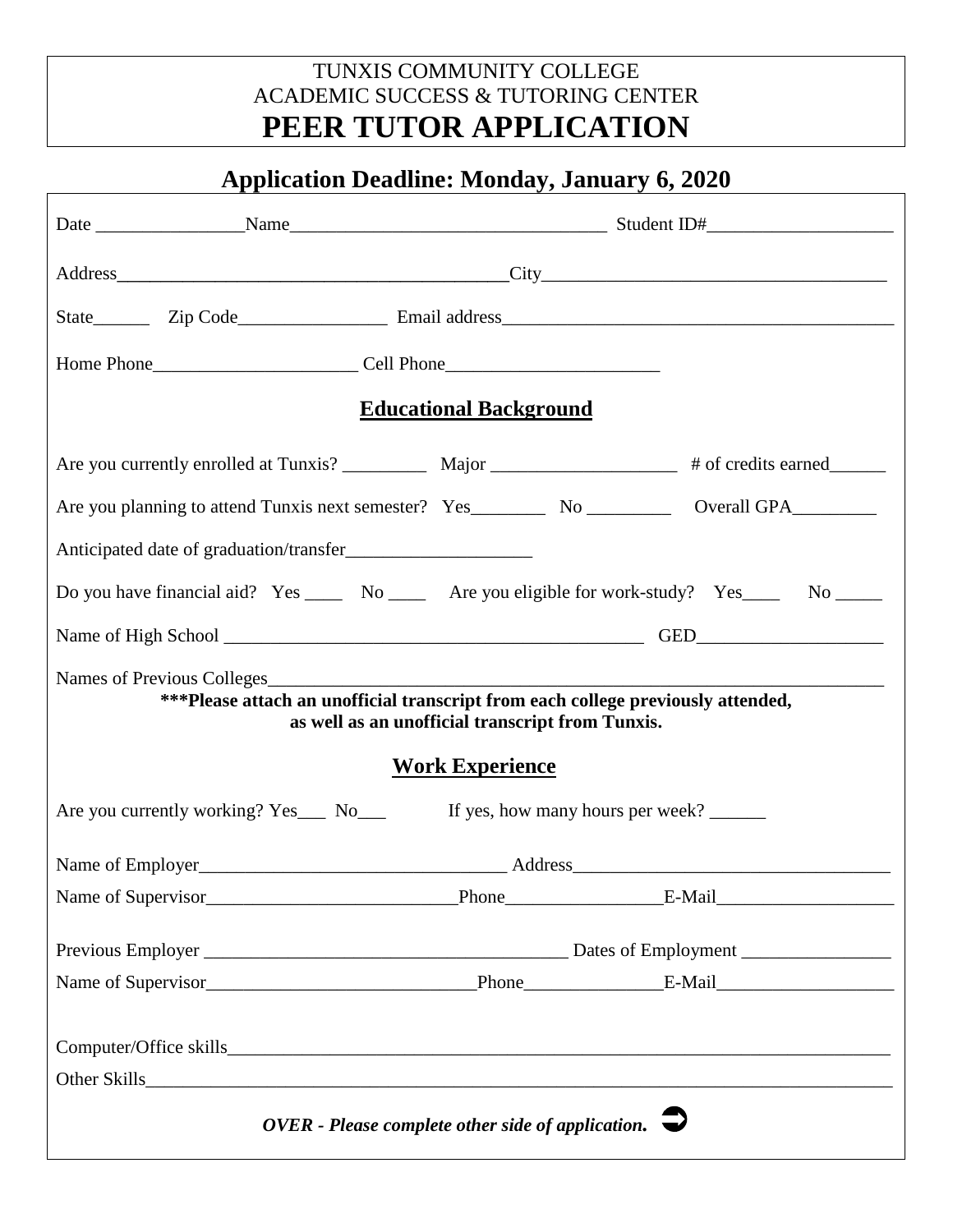TUNXIS COMMUNITY COLLEGE
ACADEMIC SUCCESS & TUTORING CENTER

# PEER TUTOR APPLICATION

## Application Deadline: Monday, January 6, 2020

Date _______________ Name _________________________________ Student ID# ___________________

Address __________________________________________ City ___________________________________

State ______ Zip Code ________________ Email address _________________________________________

Home Phone _____________________ Cell Phone ______________________

### Educational Background

Are you currently enrolled at Tunxis? _________ Major ____________________ # of credits earned ______

Are you planning to attend Tunxis next semester? Yes ________ No _________ Overall GPA _________

Anticipated date of graduation/transfer ____________________

Do you have financial aid? Yes ____ No ____ Are you eligible for work-study? Yes ____ No _____

Name of High School ______________________________________________ GED ____________________

Names of Previous Colleges ___________________________________________________________________

**\*\*\*Please attach an unofficial transcript from each college previously attended, as well as an unofficial transcript from Tunxis.**

### Work Experience

Are you currently working? Yes___ No___ If yes, how many hours per week? ______

Name of Employer ________________________________ Address __________________________________

Name of Supervisor __________________________ Phone ________________ E-Mail ___________________

Previous Employer ______________________________________ Dates of Employment ________________

Name of Supervisor ____________________________ Phone _______________ E-Mail ___________________

Computer/Office skills ________________________________________________________________________

Other Skills ________________________________________________________________________________

***OVER - Please complete other side of application.*** ➲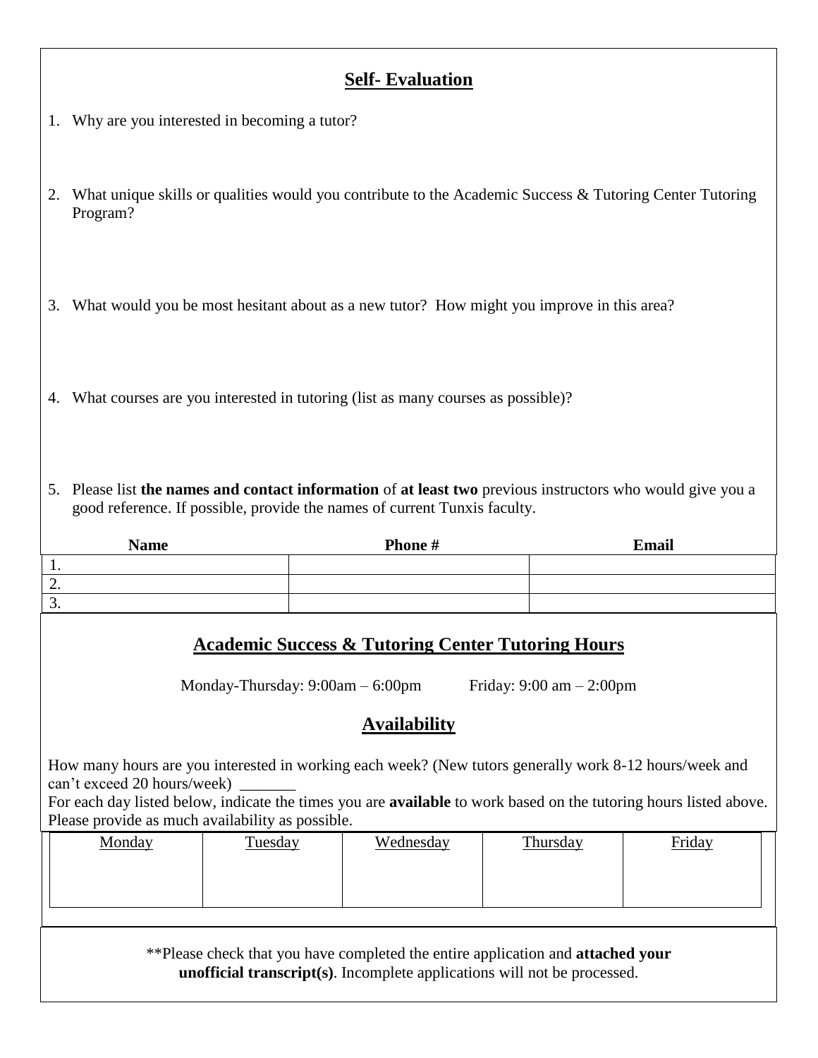## Self- Evaluation

1. Why are you interested in becoming a tutor?

2. What unique skills or qualities would you contribute to the Academic Success & Tutoring Center Tutoring Program?

3. What would you be most hesitant about as a new tutor? How might you improve in this area?

4. What courses are you interested in tutoring (list as many courses as possible)?

5. Please list **the names and contact information** of **at least two** previous instructors who would give you a good reference. If possible, provide the names of current Tunxis faculty.

| Name | Phone # | Email |
|---|---|---|
| 1. | | |
| 2. | | |
| 3. | | |

## Academic Success & Tutoring Center Tutoring Hours

Monday-Thursday: 9:00am – 6:00pm     Friday: 9:00 am – 2:00pm

## Availability

How many hours are you interested in working each week? (New tutors generally work 8-12 hours/week and can't exceed 20 hours/week) _______

For each day listed below, indicate the times you are **available** to work based on the tutoring hours listed above. Please provide as much availability as possible.

| Monday | Tuesday | Wednesday | Thursday | Friday |
|---|---|---|---|---|
| | | | | |

**Please check that you have completed the entire application and **attached your unofficial transcript(s)**. Incomplete applications will not be processed.